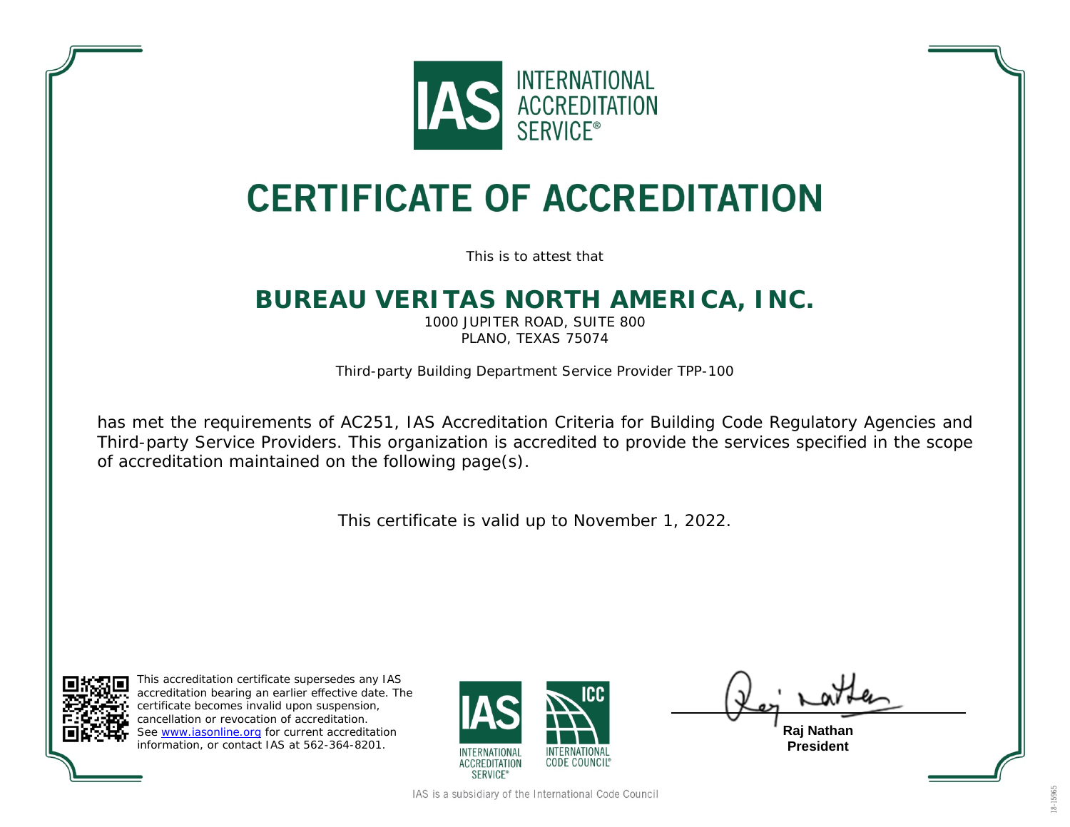INTERNATIONAL ACCREDITATION SERVICE®

# CERTIFICATE OF ACCREDITATION

This is to attest that

## BUREAU VERITAS NORTH AMERICA, INC.

1000 JUPITER ROAD, SUITE 800
PLANO, TEXAS 75074

Third-party Building Department Service Provider TPP-100

has met the requirements of AC251, IAS Accreditation Criteria for Building Code Regulatory Agencies and Third-party Service Providers. This organization is accredited to provide the services specified in the scope of accreditation maintained on the following page(s).

This certificate is valid up to November 1, 2022.

This accreditation certificate supersedes any IAS accreditation bearing an earlier effective date. The certificate becomes invalid upon suspension, cancellation or revocation of accreditation. See www.iasonline.org for current accreditation information, or contact IAS at 562-364-8201.

INTERNATIONAL ACCREDITATION SERVICE® | INTERNATIONAL CODE COUNCIL®

**Raj Nathan**
**President**

IAS is a subsidiary of the International Code Council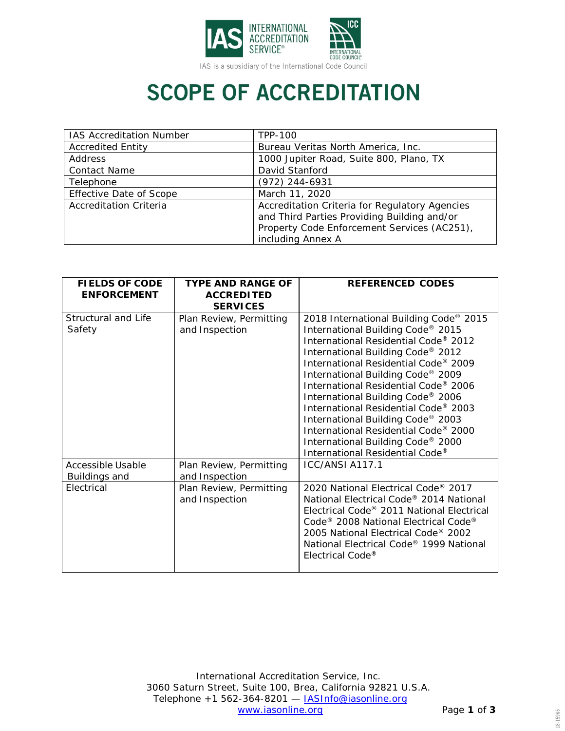IAS is a subsidiary of the International Code Council

# SCOPE OF ACCREDITATION

| | |
|---|---|
| IAS Accreditation Number | TPP-100 |
| Accredited Entity | Bureau Veritas North America, Inc. |
| Address | 1000 Jupiter Road, Suite 800, Plano, TX |
| Contact Name | David Stanford |
| Telephone | (972) 244-6931 |
| Effective Date of Scope | March 11, 2020 |
| Accreditation Criteria | Accreditation Criteria for Regulatory Agencies and Third Parties Providing Building and/or Property Code Enforcement Services (AC251), including Annex A |

| FIELDS OF CODE ENFORCEMENT | TYPE AND RANGE OF ACCREDITED SERVICES | REFERENCED CODES |
|---|---|---|
| Structural and Life Safety | Plan Review, Permitting and Inspection | 2018 International Building Code® 2015 International Building Code® 2015 International Residential Code® 2012 International Building Code® 2012 International Residential Code® 2009 International Building Code® 2009 International Residential Code® 2006 International Building Code® 2006 International Residential Code® 2003 International Building Code® 2003 International Residential Code® 2000 International Building Code® 2000 International Residential Code® |
| Accessible Usable Buildings and | Plan Review, Permitting and Inspection | ICC/ANSI A117.1 |
| Electrical | Plan Review, Permitting and Inspection | 2020 National Electrical Code® 2017 National Electrical Code® 2014 National Electrical Code® 2011 National Electrical Code® 2008 National Electrical Code® 2005 National Electrical Code® 2002 National Electrical Code® 1999 National Electrical Code® |

International Accreditation Service, Inc.
3060 Saturn Street, Suite 100, Brea, California 92821 U.S.A.
Telephone +1 562-364-8201 — IASInfo@iasonline.org
www.iasonline.org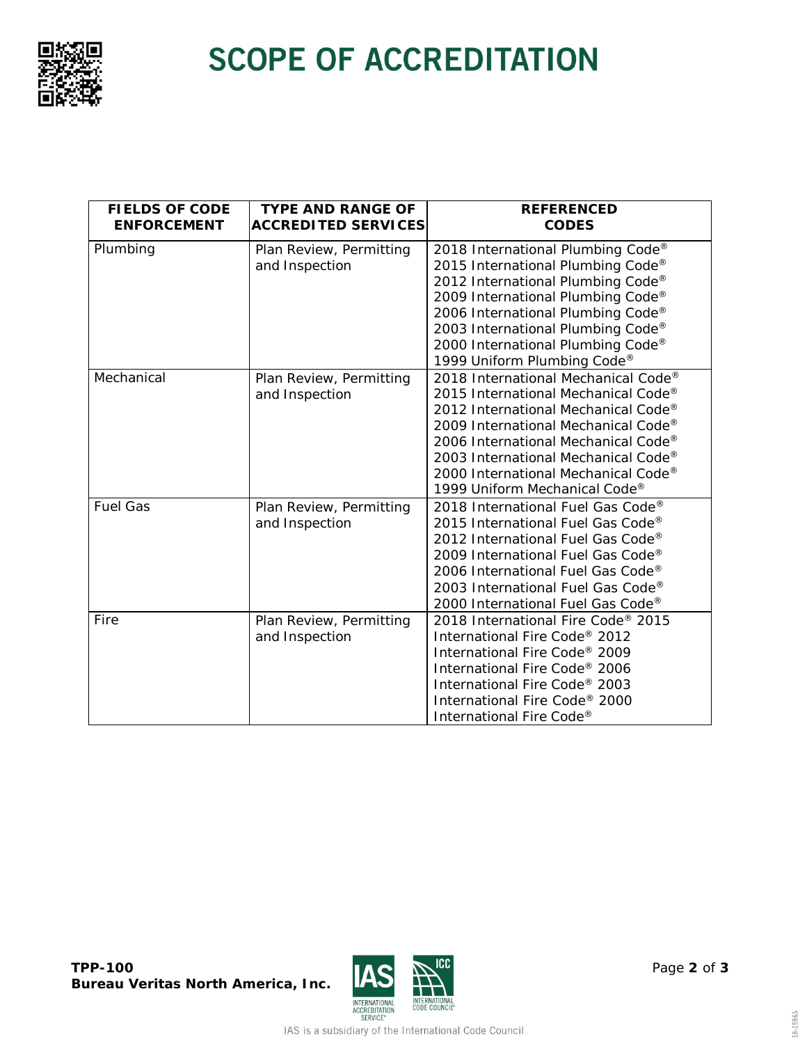# SCOPE OF ACCREDITATION

| FIELDS OF CODE ENFORCEMENT | TYPE AND RANGE OF ACCREDITED SERVICES | REFERENCED CODES |
|---|---|---|
| Plumbing | Plan Review, Permitting and Inspection | 2018 International Plumbing Code®<br>2015 International Plumbing Code®<br>2012 International Plumbing Code®<br>2009 International Plumbing Code®<br>2006 International Plumbing Code®<br>2003 International Plumbing Code®<br>2000 International Plumbing Code®<br>1999 Uniform Plumbing Code® |
| Mechanical | Plan Review, Permitting and Inspection | 2018 International Mechanical Code®<br>2015 International Mechanical Code®<br>2012 International Mechanical Code®<br>2009 International Mechanical Code®<br>2006 International Mechanical Code®<br>2003 International Mechanical Code®<br>2000 International Mechanical Code®<br>1999 Uniform Mechanical Code® |
| Fuel Gas | Plan Review, Permitting and Inspection | 2018 International Fuel Gas Code®<br>2015 International Fuel Gas Code®<br>2012 International Fuel Gas Code®<br>2009 International Fuel Gas Code®<br>2006 International Fuel Gas Code®<br>2003 International Fuel Gas Code®<br>2000 International Fuel Gas Code® |
| Fire | Plan Review, Permitting and Inspection | 2018 International Fire Code® 2015 International Fire Code® 2012 International Fire Code® 2009 International Fire Code® 2006 International Fire Code® 2003 International Fire Code® 2000 International Fire Code® |

**TPP-100**
**Bureau Veritas North America, Inc.**

IAS is a subsidiary of the International Code Council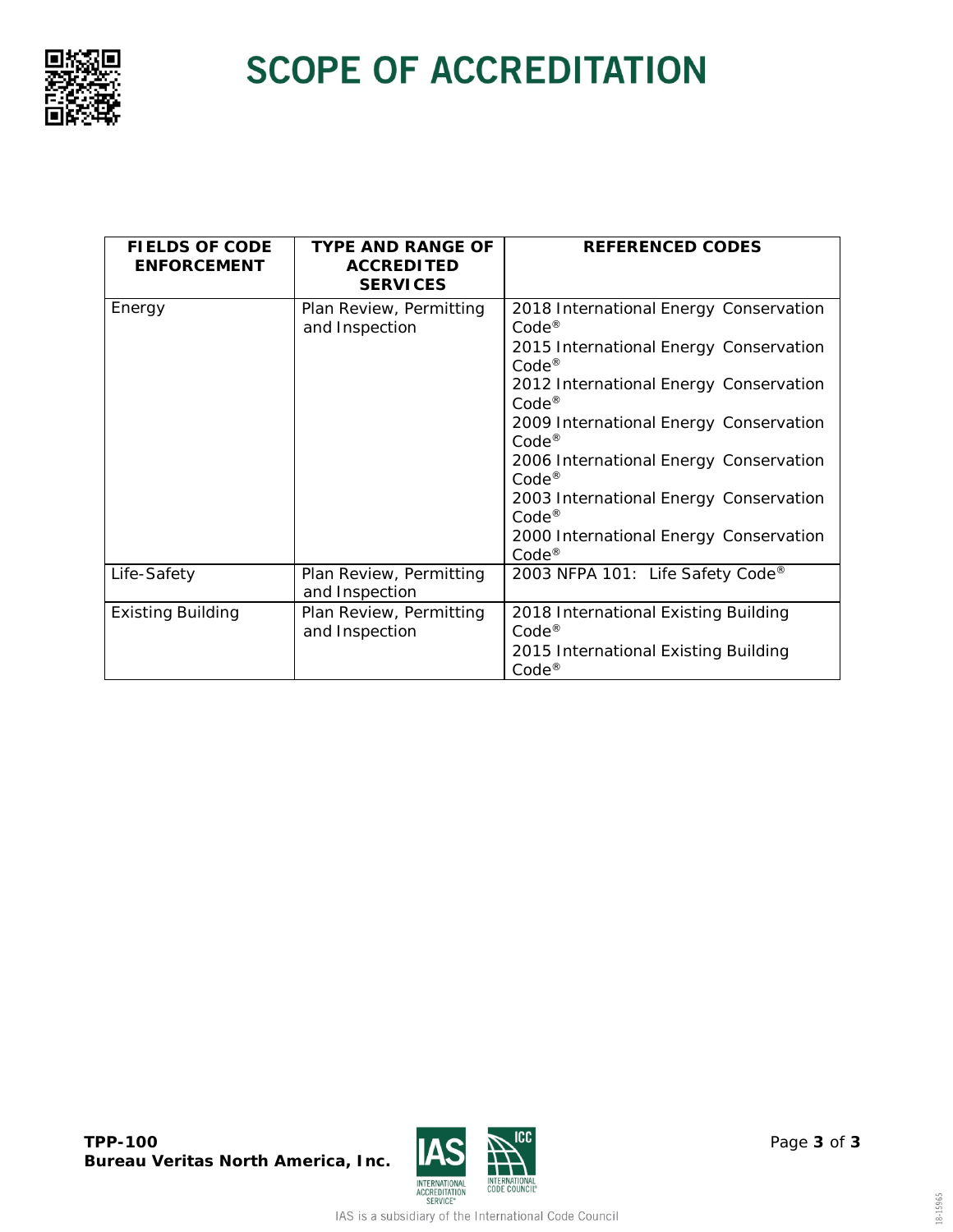# SCOPE OF ACCREDITATION

| FIELDS OF CODE ENFORCEMENT | TYPE AND RANGE OF ACCREDITED SERVICES | REFERENCED CODES |
|---|---|---|
| Energy | Plan Review, Permitting and Inspection | 2018 International Energy Conservation Code® <br> 2015 International Energy Conservation Code® <br> 2012 International Energy Conservation Code® <br> 2009 International Energy Conservation Code® <br> 2006 International Energy Conservation Code® <br> 2003 International Energy Conservation Code® <br> 2000 International Energy Conservation Code® |
| Life-Safety | Plan Review, Permitting and Inspection | 2003 NFPA 101: Life Safety Code® |
| Existing Building | Plan Review, Permitting and Inspection | 2018 International Existing Building Code® <br> 2015 International Existing Building Code® |

**TPP-100**
**Bureau Veritas North America, Inc.**

IAS is a subsidiary of the International Code Council